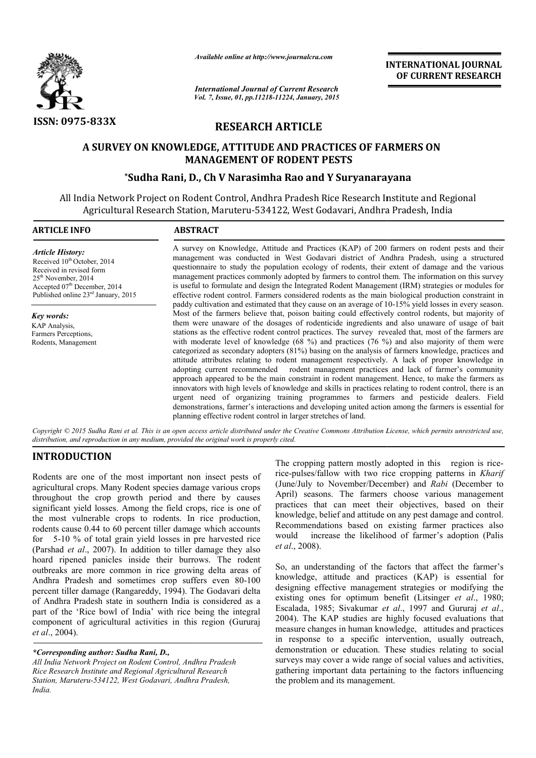ISSN: 0975-833X

*Available online at http://www.journalcra.com*

*International Journal of Current Research*
*Vol. 7, Issue, 01, pp.11218-11224, January, 2015*

**INTERNATIONAL JOURNAL OF CURRENT RESEARCH**

## RESEARCH ARTICLE

# A SURVEY ON KNOWLEDGE, ATTITUDE AND PRACTICES OF FARMERS ON MANAGEMENT OF RODENT PESTS

**\*Sudha Rani, D., Ch V Narasimha Rao and Y Suryanarayana**

All India Network Project on Rodent Control, Andhra Pradesh Rice Research Institute and Regional Agricultural Research Station, Maruteru-534122, West Godavari, Andhra Pradesh, India

### ARTICLE INFO

*Article History:*
Received 10th October, 2014
Received in revised form
25th November, 2014
Accepted 07th December, 2014
Published online 23rd January, 2015

*Key words:*
KAP Analysis,
Farmers Perceptions,
Rodents, Management

### ABSTRACT

A survey on Knowledge, Attitude and Practices (KAP) of 200 farmers on rodent pests and their management was conducted in West Godavari district of Andhra Pradesh, using a structured questionnaire to study the population ecology of rodents, their extent of damage and the various management practices commonly adopted by farmers to control them. The information on this survey is useful to formulate and design the Integrated Rodent Management (IRM) strategies or modules for effective rodent control. Farmers considered rodents as the main biological production constraint in paddy cultivation and estimated that they cause on an average of 10-15% yield losses in every season. Most of the farmers believe that, poison baiting could effectively control rodents, but majority of them were unaware of the dosages of rodenticide ingredients and also unaware of usage of bait stations as the effective rodent control practices. The survey revealed that, most of the farmers are with moderate level of knowledge (68 %) and practices (76 %) and also majority of them were categorized as secondary adopters (81%) basing on the analysis of farmers knowledge, practices and attitude attributes relating to rodent management respectively. A lack of proper knowledge in adopting current recommended rodent management practices and lack of farmer's community approach appeared to be the main constraint in rodent management. Hence, to make the farmers as innovators with high levels of knowledge and skills in practices relating to rodent control, there is an urgent need of organizing training programmes to farmers and pesticide dealers. Field demonstrations, farmer's interactions and developing united action among the farmers is essential for planning effective rodent control in larger stretches of land.

*Copyright © 2015 Sudha Rani et al. This is an open access article distributed under the Creative Commons Attribution License, which permits unrestricted use, distribution, and reproduction in any medium, provided the original work is properly cited.*

## INTRODUCTION

Rodents are one of the most important non insect pests of agricultural crops. Many Rodent species damage various crops throughout the crop growth period and there by causes significant yield losses. Among the field crops, rice is one of the most vulnerable crops to rodents. In rice production, rodents cause 0.44 to 60 percent tiller damage which accounts for 5-10 % of total grain yield losses in pre harvested rice (Parshad *et al*., 2007). In addition to tiller damage they also hoard ripened panicles inside their burrows. The rodent outbreaks are more common in rice growing delta areas of Andhra Pradesh and sometimes crop suffers even 80-100 percent tiller damage (Rangareddy, 1994). The Godavari delta of Andhra Pradesh state in southern India is considered as a part of the 'Rice bowl of India' with rice being the integral component of agricultural activities in this region (Gururaj *et al*., 2004).

The cropping pattern mostly adopted in this region is rice-rice-pulses/fallow with two rice cropping patterns in *Kharif* (June/July to November/December) and *Rabi* (December to April) seasons. The farmers choose various management practices that can meet their objectives, based on their knowledge, belief and attitude on any pest damage and control. Recommendations based on existing farmer practices also would increase the likelihood of farmer's adoption (Palis *et al*., 2008).

So, an understanding of the factors that affect the farmer's knowledge, attitude and practices (KAP) is essential for designing effective management strategies or modifying the existing ones for optimum benefit (Litsinger *et al*., 1980; Escalada, 1985; Sivakumar *et al*., 1997 and Gururaj *et al*., 2004). The KAP studies are highly focused evaluations that measure changes in human knowledge, attitudes and practices in response to a specific intervention, usually outreach, demonstration or education. These studies relating to social surveys may cover a wide range of social values and activities, gathering important data pertaining to the factors influencing the problem and its management.

*\*Corresponding author: Sudha Rani, D.,*
*All India Network Project on Rodent Control, Andhra Pradesh Rice Research Institute and Regional Agricultural Research Station, Maruteru-534122, West Godavari, Andhra Pradesh, India.*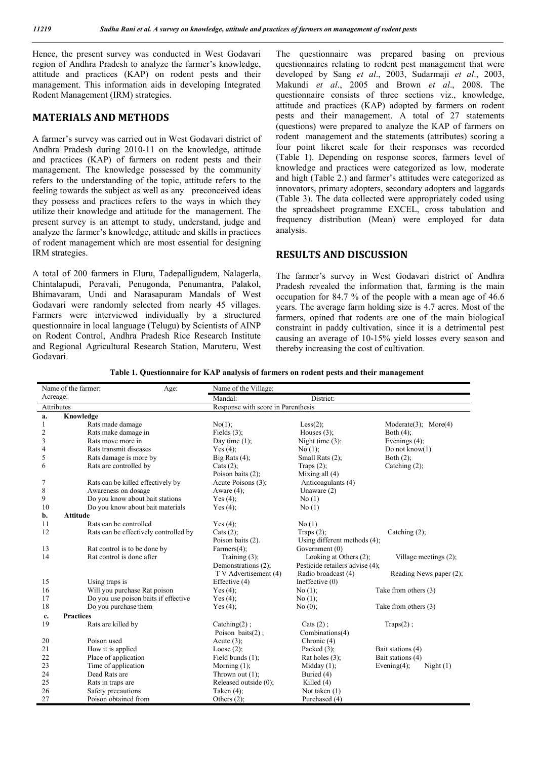Hence, the present survey was conducted in West Godavari region of Andhra Pradesh to analyze the farmer's knowledge, attitude and practices (KAP) on rodent pests and their management. This information aids in developing Integrated Rodent Management (IRM) strategies.

## MATERIALS AND METHODS

A farmer's survey was carried out in West Godavari district of Andhra Pradesh during 2010-11 on the knowledge, attitude and practices (KAP) of farmers on rodent pests and their management. The knowledge possessed by the community refers to the understanding of the topic, attitude refers to the feeling towards the subject as well as any preconceived ideas they possess and practices refers to the ways in which they utilize their knowledge and attitude for the management. The present survey is an attempt to study, understand, judge and analyze the farmer's knowledge, attitude and skills in practices of rodent management which are most essential for designing IRM strategies.

A total of 200 farmers in Eluru, Tadepalligudem, Nalagerla, Chintalapudi, Peravali, Penugonda, Penumantra, Palakol, Bhimavaram, Undi and Narasapuram Mandals of West Godavari were randomly selected from nearly 45 villages. Farmers were interviewed individually by a structured questionnaire in local language (Telugu) by Scientists of AINP on Rodent Control, Andhra Pradesh Rice Research Institute and Regional Agricultural Research Station, Maruteru, West Godavari.

The questionnaire was prepared basing on previous questionnaires relating to rodent pest management that were developed by Sang *et al*., 2003, Sudarmaji *et al*., 2003, Makundi *et al*., 2005 and Brown *et al*., 2008. The questionnaire consists of three sections viz., knowledge, attitude and practices (KAP) adopted by farmers on rodent pests and their management. A total of 27 statements (questions) were prepared to analyze the KAP of farmers on rodent management and the statements (attributes) scoring a four point likeret scale for their responses was recorded (Table 1). Depending on response scores, farmers level of knowledge and practices were categorized as low, moderate and high (Table 2.) and farmer's attitudes were categorized as innovators, primary adopters, secondary adopters and laggards (Table 3). The data collected were appropriately coded using the spreadsheet programme EXCEL, cross tabulation and frequency distribution (Mean) were employed for data analysis.

## RESULTS AND DISCUSSION

The farmer's survey in West Godavari district of Andhra Pradesh revealed the information that, farming is the main occupation for 84.7 % of the people with a mean age of 46.6 years. The average farm holding size is 4.7 acres. Most of the farmers, opined that rodents are one of the main biological constraint in paddy cultivation, since it is a detrimental pest causing an average of 10-15% yield losses every season and thereby increasing the cost of cultivation.

**Table 1. Questionnaire for KAP analysis of farmers on rodent pests and their management**

| Name of the farmer: Age: | Name of the Village: | | |
|---|---|---|---|
| Acreage: | Mandal: | District: | |
| **Attributes** | **Response with score in Parenthesis** | | |
| **a. Knowledge** | | | |
| 1 Rats made damage | No(1); | Less(2); | Moderate(3); More(4) |
| 2 Rats make damage in | Fields (3); | Houses (3); | Both (4); |
| 3 Rats move more in | Day time (1); | Night time (3); | Evenings (4); |
| 4 Rats transmit diseases | Yes (4); | No (1); | Do not know(1) |
| 5 Rats damage is more by | Big Rats (4); | Small Rats (2); | Both (2); |
| 6 Rats are controlled by | Cats (2); Poison baits (2); | Traps (2); Mixing all (4) | Catching (2); |
| 7 Rats can be killed effectively by | Acute Poisons (3); | Anticoagulants (4) | |
| 8 Awareness on dosage | Aware (4); | Unaware (2) | |
| 9 Do you know about bait stations | Yes (4); | No (1) | |
| 10 Do you know about bait materials | Yes (4); | No (1) | |
| **b. Attitude** | | | |
| 11 Rats can be controlled | Yes (4); | No (1) | |
| 12 Rats can be effectively controlled by | Cats (2); Poison baits (2). | Traps (2); Using different methods (4); | Catching (2); |
| 13 Rat control is to be done by | Farmers(4); | Government (0) | |
| 14 Rat control is done after | Training (3); Demonstrations (2); T V Advertisement (4) | Looking at Others (2); Pesticide retailers advise (4); Radio broadcast (4) | Village meetings (2); Reading News paper (2); |
| 15 Using traps is | Effective (4) | Ineffective (0) | |
| 16 Will you purchase Rat poison | Yes (4); | No (1); | Take from others (3) |
| 17 Do you use poison baits if effective | Yes (4); | No (1); | |
| 18 Do you purchase them | Yes (4); | No (0); | Take from others (3) |
| **c. Practices** | | | |
| 19 Rats are killed by | Catching(2) ; Poison baits(2) ; | Cats (2) ; Combinations(4) | Traps(2) ; |
| 20 Poison used | Acute (3); | Chronic (4) | |
| 21 How it is applied | Loose (2); | Packed (3); | Bait stations (4) |
| 22 Place of application | Field bunds (1); | Rat holes (3); | Bait stations (4) |
| 23 Time of application | Morning (1); | Midday (1); | Evening(4); Night (1) |
| 24 Dead Rats are | Thrown out (1); | Buried (4) | |
| 25 Rats in traps are | Released outside (0); | Killed (4) | |
| 26 Safety precautions | Taken (4); | Not taken (1) | |
| 27 Poison obtained from | Others (2); | Purchased (4) | |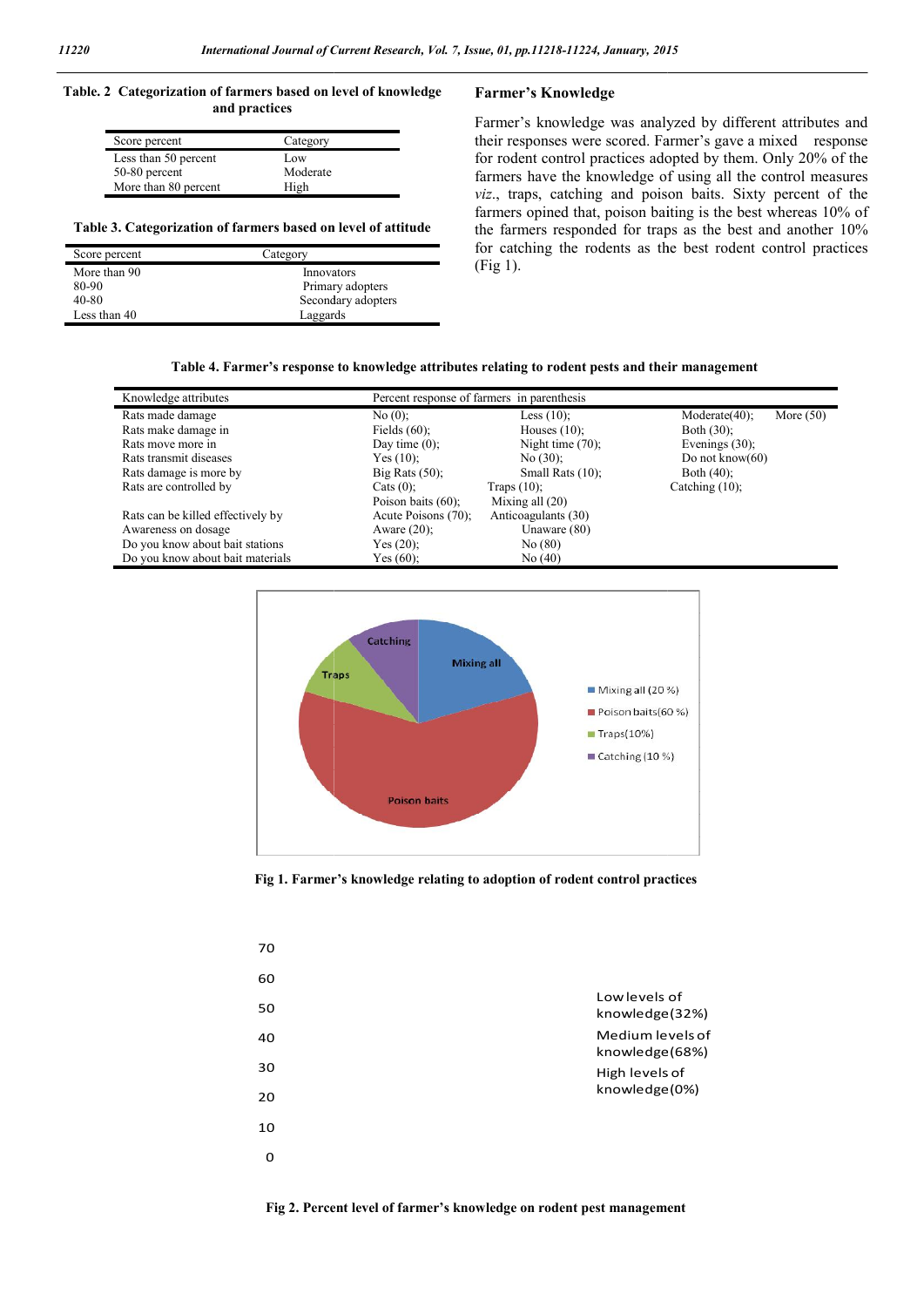**Table. 2 Categorization of farmers based on level of knowledge and practices**

| Score percent | Category |
|---|---|
| Less than 50 percent | Low |
| 50-80 percent | Moderate |
| More than 80 percent | High |

**Table 3. Categorization of farmers based on level of attitude**

| Score percent | Category |
|---|---|
| More than 90 | Innovators |
| 80-90 | Primary adopters |
| 40-80 | Secondary adopters |
| Less than 40 | Laggards |

## Farmer's Knowledge

Farmer's knowledge was analyzed by different attributes and their responses were scored. Farmer's gave a mixed response for rodent control practices adopted by them. Only 20% of the farmers have the knowledge of using all the control measures *viz.*, traps, catching and poison baits. Sixty percent of the farmers opined that, poison baiting is the best whereas 10% of the farmers responded for traps as the best and another 10% for catching the rodents as the best rodent control practices (Fig 1).

**Table 4. Farmer's response to knowledge attributes relating to rodent pests and their management**

| Knowledge attributes | Percent response of farmers in parenthesis | | | |
|---|---|---|---|---|
| Rats made damage | No (0); | Less (10); | Moderate(40); | More (50) |
| Rats make damage in | Fields (60); | Houses (10); | Both (30); | |
| Rats move more in | Day time (0); | Night time (70); | Evenings (30); | |
| Rats transmit diseases | Yes (10); | No (30); | Do not know(60) | |
| Rats damage is more by | Big Rats (50); | Small Rats (10); | Both (40); | |
| Rats are controlled by | Cats (0); | Traps (10); | Catching (10); | |
| | Poison baits (60); | Mixing all (20) | | |
| Rats can be killed effectively by | Acute Poisons (70); | Anticoagulants (30) | | |
| Awareness on dosage | Aware (20); | Unaware (80) | | |
| Do you know about bait stations | Yes (20); | No (80) | | |
| Do you know about bait materials | Yes (60); | No (40) | | |

Mixing all (20 %)
Poison baits(60 %)
Traps(10%)
Catching (10 %)

**Fig 1. Farmer's knowledge relating to adoption of rodent control practices**

Low levels of knowledge(32%)
Medium levels of knowledge(68%)
High levels of knowledge(0%)

**Fig 2. Percent level of farmer's knowledge on rodent pest management**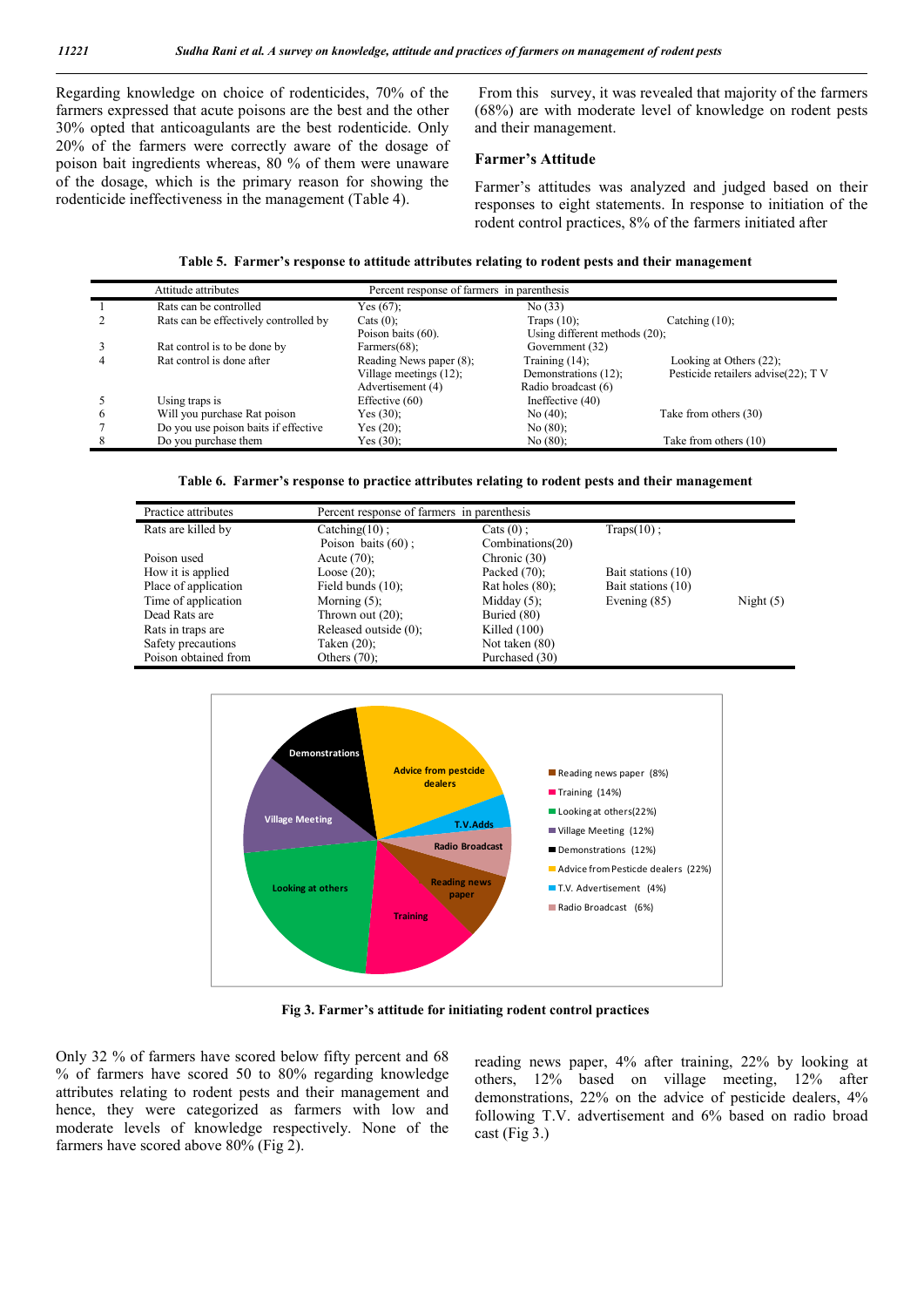Regarding knowledge on choice of rodenticides, 70% of the farmers expressed that acute poisons are the best and the other 30% opted that anticoagulants are the best rodenticide. Only 20% of the farmers were correctly aware of the dosage of poison bait ingredients whereas, 80 % of them were unaware of the dosage, which is the primary reason for showing the rodenticide ineffectiveness in the management (Table 4).

From this survey, it was revealed that majority of the farmers (68%) are with moderate level of knowledge on rodent pests and their management.

### Farmer's Attitude

Farmer's attitudes was analyzed and judged based on their responses to eight statements. In response to initiation of the rodent control practices, 8% of the farmers initiated after

**Table 5. Farmer's response to attitude attributes relating to rodent pests and their management**

| | Attitude attributes | Percent response of farmers in parenthesis | | |
|---|---|---|---|---|
| 1 | Rats can be controlled | Yes (67); | No (33) | |
| 2 | Rats can be effectively controlled by | Cats (0); Poison baits (60). | Traps (10); Using different methods (20); | Catching (10); |
| 3 | Rat control is to be done by | Farmers(68); | Government (32) | |
| 4 | Rat control is done after | Reading News paper (8); Village meetings (12); Advertisement (4) | Training (14); Demonstrations (12); Radio broadcast (6) | Looking at Others (22); Pesticide retailers advise(22); T V |
| 5 | Using traps is | Effective (60) | Ineffective (40) | |
| 6 | Will you purchase Rat poison | Yes (30); | No (40); | Take from others (30) |
| 7 | Do you use poison baits if effective | Yes (20); | No (80); | |
| 8 | Do you purchase them | Yes (30); | No (80); | Take from others (10) |

**Table 6. Farmer's response to practice attributes relating to rodent pests and their management**

| Practice attributes | Percent response of farmers in parenthesis | | | |
|---|---|---|---|---|
| Rats are killed by | Catching(10) ; Poison baits (60) ; | Cats (0) ; Combinations(20) | Traps(10) ; | |
| Poison used | Acute (70); | Chronic (30) | | |
| How it is applied | Loose (20); | Packed (70); | Bait stations (10) | |
| Place of application | Field bunds (10); | Rat holes (80); | Bait stations (10) | |
| Time of application | Morning (5); | Midday (5); | Evening (85) | Night (5) |
| Dead Rats are | Thrown out (20); | Buried (80) | | |
| Rats in traps are | Released outside (0); | Killed (100) | | |
| Safety precautions | Taken (20); | Not taken (80) | | |
| Poison obtained from | Others (70); | Purchased (30) | | |

**Fig 3. Farmer's attitude for initiating rodent control practices**

Only 32 % of farmers have scored below fifty percent and 68 % of farmers have scored 50 to 80% regarding knowledge attributes relating to rodent pests and their management and hence, they were categorized as farmers with low and moderate levels of knowledge respectively. None of the farmers have scored above 80% (Fig 2).

reading news paper, 4% after training, 22% by looking at others, 12% based on village meeting, 12% after demonstrations, 22% on the advice of pesticide dealers, 4% following T.V. advertisement and 6% based on radio broad cast (Fig 3.)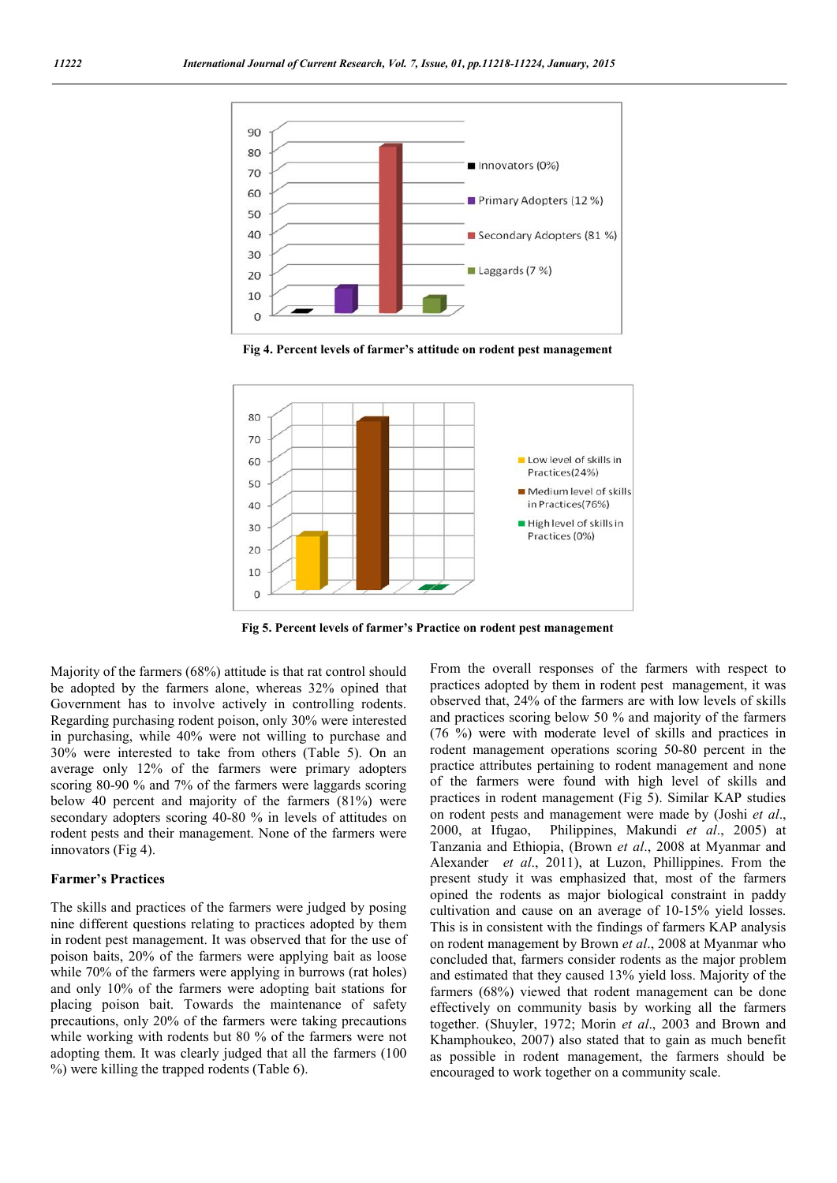Fig 4. Percent levels of farmer's attitude on rodent pest management

Fig 5. Percent levels of farmer's Practice on rodent pest management

Majority of the farmers (68%) attitude is that rat control should be adopted by the farmers alone, whereas 32% opined that Government has to involve actively in controlling rodents. Regarding purchasing rodent poison, only 30% were interested in purchasing, while 40% were not willing to purchase and 30% were interested to take from others (Table 5). On an average only 12% of the farmers were primary adopters scoring 80-90 % and 7% of the farmers were laggards scoring below 40 percent and majority of the farmers (81%) were secondary adopters scoring 40-80 % in levels of attitudes on rodent pests and their management. None of the farmers were innovators (Fig 4).

### Farmer's Practices

The skills and practices of the farmers were judged by posing nine different questions relating to practices adopted by them in rodent pest management. It was observed that for the use of poison baits, 20% of the farmers were applying bait as loose while 70% of the farmers were applying in burrows (rat holes) and only 10% of the farmers were adopting bait stations for placing poison bait. Towards the maintenance of safety precautions, only 20% of the farmers were taking precautions while working with rodents but 80 % of the farmers were not adopting them. It was clearly judged that all the farmers (100 %) were killing the trapped rodents (Table 6).

From the overall responses of the farmers with respect to practices adopted by them in rodent pest management, it was observed that, 24% of the farmers are with low levels of skills and practices scoring below 50 % and majority of the farmers (76 %) were with moderate level of skills and practices in rodent management operations scoring 50-80 percent in the practice attributes pertaining to rodent management and none of the farmers were found with high level of skills and practices in rodent management (Fig 5). Similar KAP studies on rodent pests and management were made by (Joshi *et al*., 2000, at Ifugao, Philippines, Makundi *et al*., 2005) at Tanzania and Ethiopia, (Brown *et al*., 2008 at Myanmar and Alexander *et al*., 2011), at Luzon, Phillippines. From the present study it was emphasized that, most of the farmers opined the rodents as major biological constraint in paddy cultivation and cause on an average of 10-15% yield losses. This is in consistent with the findings of farmers KAP analysis on rodent management by Brown *et al*., 2008 at Myanmar who concluded that, farmers consider rodents as the major problem and estimated that they caused 13% yield loss. Majority of the farmers (68%) viewed that rodent management can be done effectively on community basis by working all the farmers together. (Shuyler, 1972; Morin *et al*., 2003 and Brown and Khamphoukeo, 2007) also stated that to gain as much benefit as possible in rodent management, the farmers should be encouraged to work together on a community scale.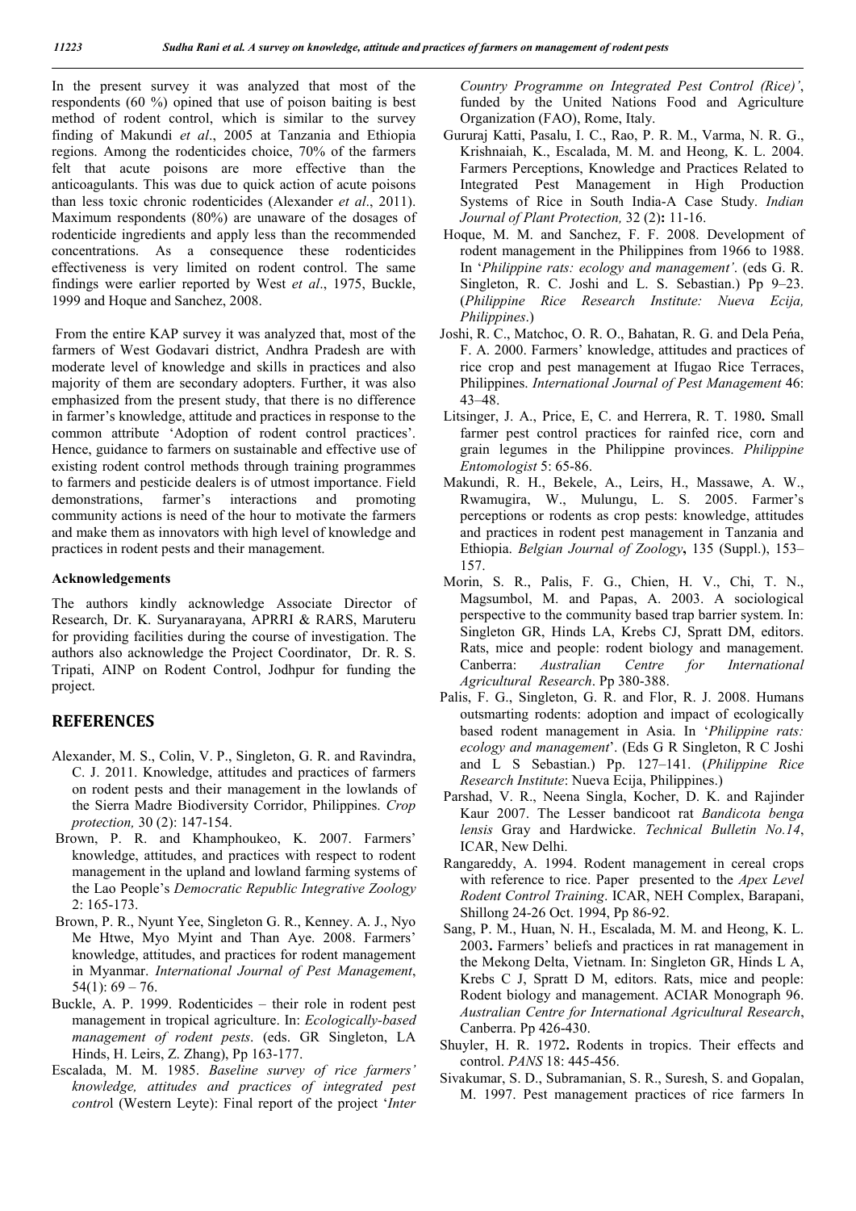In the present survey it was analyzed that most of the respondents (60 %) opined that use of poison baiting is best method of rodent control, which is similar to the survey finding of Makundi *et al*., 2005 at Tanzania and Ethiopia regions. Among the rodenticides choice, 70% of the farmers felt that acute poisons are more effective than the anticoagulants. This was due to quick action of acute poisons than less toxic chronic rodenticides (Alexander *et al*., 2011). Maximum respondents (80%) are unaware of the dosages of rodenticide ingredients and apply less than the recommended concentrations. As a consequence these rodenticides effectiveness is very limited on rodent control. The same findings were earlier reported by West *et al*., 1975, Buckle, 1999 and Hoque and Sanchez, 2008.

From the entire KAP survey it was analyzed that, most of the farmers of West Godavari district, Andhra Pradesh are with moderate level of knowledge and skills in practices and also majority of them are secondary adopters. Further, it was also emphasized from the present study, that there is no difference in farmer's knowledge, attitude and practices in response to the common attribute 'Adoption of rodent control practices'. Hence, guidance to farmers on sustainable and effective use of existing rodent control methods through training programmes to farmers and pesticide dealers is of utmost importance. Field demonstrations, farmer's interactions and promoting community actions is need of the hour to motivate the farmers and make them as innovators with high level of knowledge and practices in rodent pests and their management.

**Acknowledgements**

The authors kindly acknowledge Associate Director of Research, Dr. K. Suryanarayana, APRRI & RARS, Maruteru for providing facilities during the course of investigation. The authors also acknowledge the Project Coordinator, Dr. R. S. Tripati, AINP on Rodent Control, Jodhpur for funding the project.

## REFERENCES

Alexander, M. S., Colin, V. P., Singleton, G. R. and Ravindra, C. J. 2011. Knowledge, attitudes and practices of farmers on rodent pests and their management in the lowlands of the Sierra Madre Biodiversity Corridor, Philippines. *Crop protection,* 30 (2): 147-154.

Brown, P. R. and Khamphoukeo, K. 2007. Farmers' knowledge, attitudes, and practices with respect to rodent management in the upland and lowland farming systems of the Lao People's *Democratic Republic Integrative Zoology* 2: 165-173.

Brown, P. R., Nyunt Yee, Singleton G. R., Kenney. A. J., Nyo Me Htwe, Myo Myint and Than Aye. 2008. Farmers' knowledge, attitudes, and practices for rodent management in Myanmar. *International Journal of Pest Management*, 54(1): 69 – 76.

Buckle, A. P. 1999. Rodenticides – their role in rodent pest management in tropical agriculture. In: *Ecologically-based management of rodent pests*. (eds. GR Singleton, LA Hinds, H. Leirs, Z. Zhang), Pp 163-177.

Escalada, M. M. 1985. *Baseline survey of rice farmers' knowledge, attitudes and practices of integrated pest contro*l (Western Leyte): Final report of the project '*Inter Country Programme on Integrated Pest Control (Rice)'*, funded by the United Nations Food and Agriculture Organization (FAO), Rome, Italy.

Gururaj Katti, Pasalu, I. C., Rao, P. R. M., Varma, N. R. G., Krishnaiah, K., Escalada, M. M. and Heong, K. L. 2004. Farmers Perceptions, Knowledge and Practices Related to Integrated Pest Management in High Production Systems of Rice in South India-A Case Study. *Indian Journal of Plant Protection,* 32 (2)**:** 11-16.

Hoque, M. M. and Sanchez, F. F. 2008. Development of rodent management in the Philippines from 1966 to 1988. In '*Philippine rats: ecology and management'*. (eds G. R. Singleton, R. C. Joshi and L. S. Sebastian.) Pp 9–23. (*Philippine Rice Research Institute: Nueva Ecija, Philippines*.)

Joshi, R. C., Matchoc, O. R. O., Bahatan, R. G. and Dela Peńa, F. A. 2000. Farmers' knowledge, attitudes and practices of rice crop and pest management at Ifugao Rice Terraces, Philippines. *International Journal of Pest Management* 46: 43–48.

Litsinger, J. A., Price, E, C. and Herrera, R. T. 1980**.** Small farmer pest control practices for rainfed rice, corn and grain legumes in the Philippine provinces. *Philippine Entomologist* 5: 65-86.

Makundi, R. H., Bekele, A., Leirs, H., Massawe, A. W., Rwamugira, W., Mulungu, L. S. 2005. Farmer's perceptions or rodents as crop pests: knowledge, attitudes and practices in rodent pest management in Tanzania and Ethiopia. *Belgian Journal of Zoology***,** 135 (Suppl.), 153–157.

Morin, S. R., Palis, F. G., Chien, H. V., Chi, T. N., Magsumbol, M. and Papas, A. 2003. A sociological perspective to the community based trap barrier system. In: Singleton GR, Hinds LA, Krebs CJ, Spratt DM, editors. Rats, mice and people: rodent biology and management. Canberra: *Australian Centre for International Agricultural Research*. Pp 380-388.

Palis, F. G., Singleton, G. R. and Flor, R. J. 2008. Humans outsmarting rodents: adoption and impact of ecologically based rodent management in Asia. In '*Philippine rats: ecology and management*'. (Eds G R Singleton, R C Joshi and L S Sebastian.) Pp. 127–141. (*Philippine Rice Research Institute*: Nueva Ecija, Philippines.)

Parshad, V. R., Neena Singla, Kocher, D. K. and Rajinder Kaur 2007. The Lesser bandicoot rat *Bandicota benga lensis* Gray and Hardwicke. *Technical Bulletin No.14*, ICAR, New Delhi.

Rangareddy, A. 1994. Rodent management in cereal crops with reference to rice. Paper presented to the *Apex Level Rodent Control Training*. ICAR, NEH Complex, Barapani, Shillong 24-26 Oct. 1994, Pp 86-92.

Sang, P. M., Huan, N. H., Escalada, M. M. and Heong, K. L. 2003**.** Farmers' beliefs and practices in rat management in the Mekong Delta, Vietnam. In: Singleton GR, Hinds L A, Krebs C J, Spratt D M, editors. Rats, mice and people: Rodent biology and management. ACIAR Monograph 96. *Australian Centre for International Agricultural Research*, Canberra. Pp 426-430.

Shuyler, H. R. 1972**.** Rodents in tropics. Their effects and control. *PANS* 18: 445-456.

Sivakumar, S. D., Subramanian, S. R., Suresh, S. and Gopalan, M. 1997. Pest management practices of rice farmers In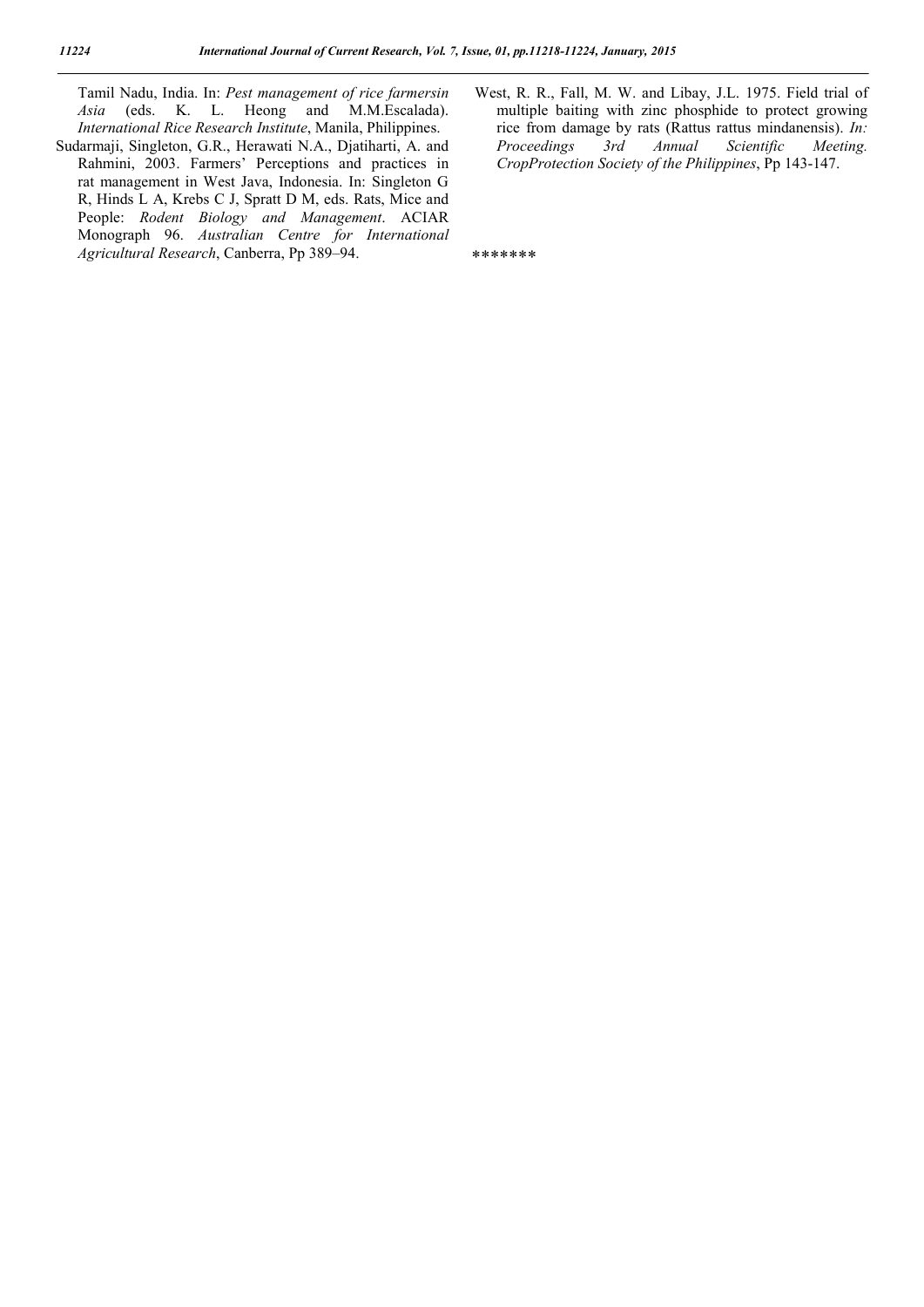Tamil Nadu, India. In: *Pest management of rice farmersin Asia* (eds. K. L. Heong and M.M.Escalada). *International Rice Research Institute*, Manila, Philippines.

Sudarmaji, Singleton, G.R., Herawati N.A., Djatiharti, A. and Rahmini, 2003. Farmers' Perceptions and practices in rat management in West Java, Indonesia. In: Singleton G R, Hinds L A, Krebs C J, Spratt D M, eds. Rats, Mice and People: *Rodent Biology and Management*. ACIAR Monograph 96. *Australian Centre for International Agricultural Research*, Canberra, Pp 389–94.

West, R. R., Fall, M. W. and Libay, J.L. 1975. Field trial of multiple baiting with zinc phosphide to protect growing rice from damage by rats (Rattus rattus mindanensis). *In: Proceedings 3rd Annual Scientific Meeting. CropProtection Society of the Philippines*, Pp 143-147.

*******